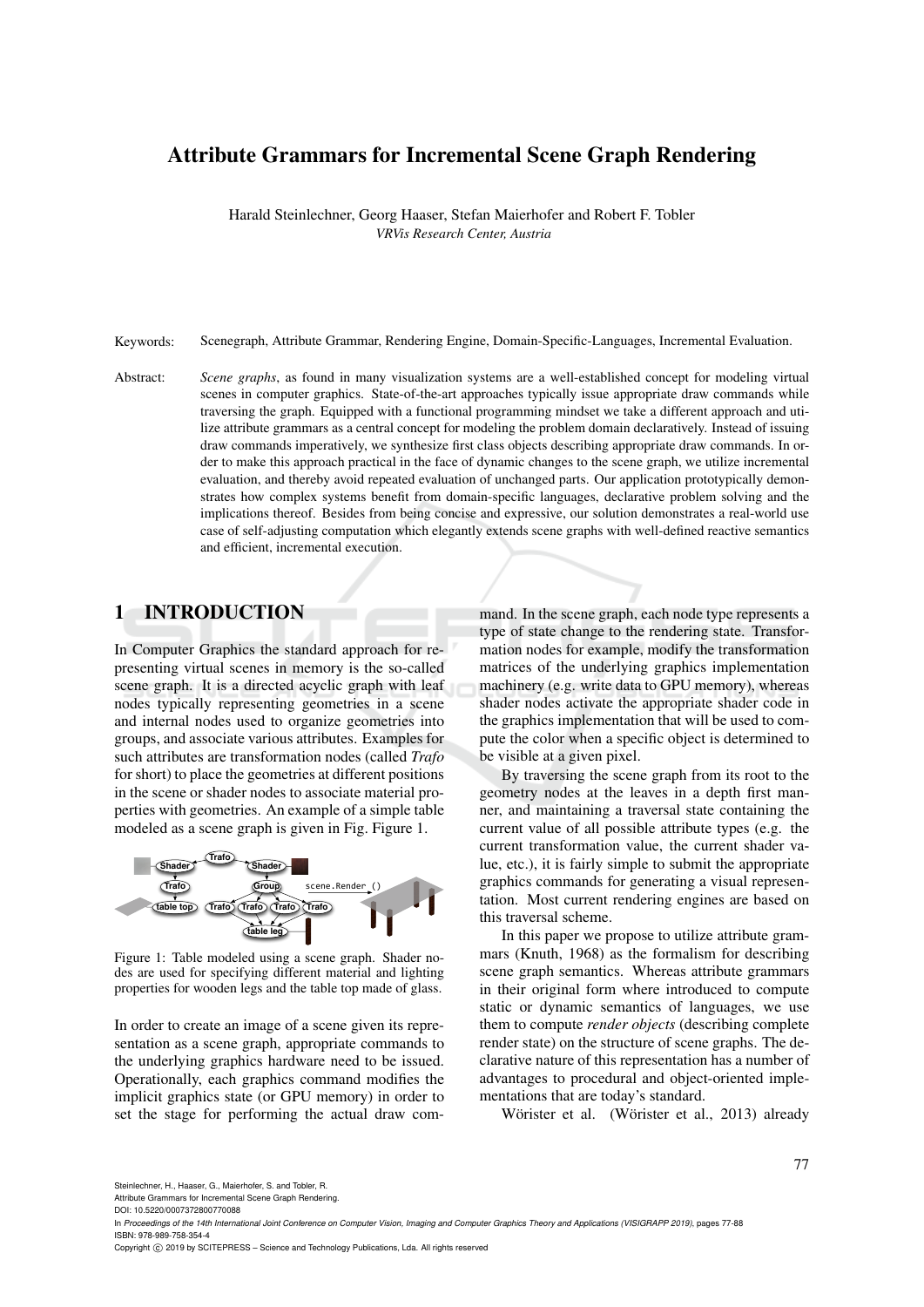# Attribute Grammars for Incremental Scene Graph Rendering

Harald Steinlechner, Georg Haaser, Stefan Maierhofer and Robert F. Tobler

*VRVis Research Center, Austria*

Keywords: Scenegraph, Attribute Grammar, Rendering Engine, Domain-Specific-Languages, Incremental Evaluation.

Abstract: *Scene graphs*, as found in many visualization systems are a well-established concept for modeling virtual scenes in computer graphics. State-of-the-art approaches typically issue appropriate draw commands while traversing the graph. Equipped with a functional programming mindset we take a different approach and utilize attribute grammars as a central concept for modeling the problem domain declaratively. Instead of issuing draw commands imperatively, we synthesize first class objects describing appropriate draw commands. In order to make this approach practical in the face of dynamic changes to the scene graph, we utilize incremental evaluation, and thereby avoid repeated evaluation of unchanged parts. Our application prototypically demonstrates how complex systems benefit from domain-specific languages, declarative problem solving and the implications thereof. Besides from being concise and expressive, our solution demonstrates a real-world use case of self-adjusting computation which elegantly extends scene graphs with well-defined reactive semantics and efficient, incremental execution.

## 1 INTRODUCTION

In Computer Graphics the standard approach for representing virtual scenes in memory is the so-called scene graph. It is a directed acyclic graph with leaf nodes typically representing geometries in a scene and internal nodes used to organize geometries into groups, and associate various attributes. Examples for such attributes are transformation nodes (called *Trafo* for short) to place the geometries at different positions in the scene or shader nodes to associate material properties with geometries. An example of a simple table modeled as a scene graph is given in Fig. Figure 1.

Figure 1: Table modeled using a scene graph. Shader nodes are used for specifying different material and lighting properties for wooden legs and the table top made of glass.

In order to create an image of a scene given its representation as a scene graph, appropriate commands to the underlying graphics hardware need to be issued. Operationally, each graphics command modifies the implicit graphics state (or GPU memory) in order to set the stage for performing the actual draw command. In the scene graph, each node type represents a type of state change to the rendering state. Transformation nodes for example, modify the transformation matrices of the underlying graphics implementation machinery (e.g. write data to GPU memory), whereas shader nodes activate the appropriate shader code in the graphics implementation that will be used to compute the color when a specific object is determined to be visible at a given pixel.

By traversing the scene graph from its root to the geometry nodes at the leaves in a depth first manner, and maintaining a traversal state containing the current value of all possible attribute types (e.g. the current transformation value, the current shader value, etc.), it is fairly simple to submit the appropriate graphics commands for generating a visual representation. Most current rendering engines are based on this traversal scheme.

In this paper we propose to utilize attribute grammars (Knuth, 1968) as the formalism for describing scene graph semantics. Whereas attribute grammars in their original form where introduced to compute static or dynamic semantics of languages, we use them to compute *render objects* (describing complete render state) on the structure of scene graphs. The declarative nature of this representation has a number of advantages to procedural and object-oriented implementations that are today's standard.

Wörister et al. (Wörister et al., 2013) already

Steinlechner, H., Haaser, G., Maierhofer, S. and Tobler, R.
Attribute Grammars for Incremental Scene Graph Rendering.
DOI: 10.5220/0007372800770088
In *Proceedings of the 14th International Joint Conference on Computer Vision, Imaging and Computer Graphics Theory and Applications (VISIGRAPP 2019)*, pages 77-88
ISBN: 978-989-758-354-4
Copyright © 2019 by SCITEPRESS – Science and Technology Publications, Lda. All rights reserved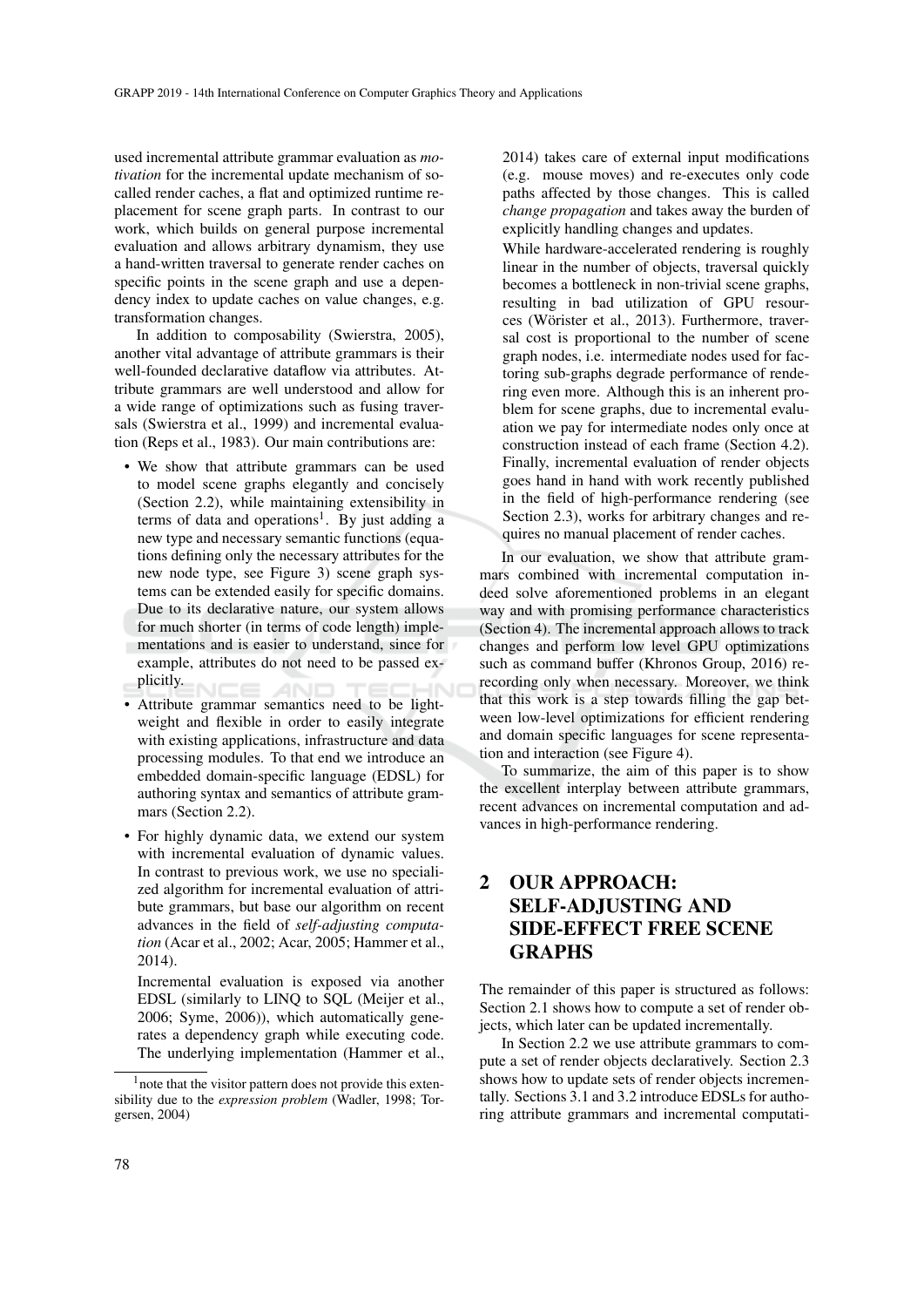used incremental attribute grammar evaluation as *motivation* for the incremental update mechanism of so-called render caches, a flat and optimized runtime replacement for scene graph parts. In contrast to our work, which builds on general purpose incremental evaluation and allows arbitrary dynamism, they use a hand-written traversal to generate render caches on specific points in the scene graph and use a dependency index to update caches on value changes, e.g. transformation changes.

In addition to composability (Swierstra, 2005), another vital advantage of attribute grammars is their well-founded declarative dataflow via attributes. Attribute grammars are well understood and allow for a wide range of optimizations such as fusing traversals (Swierstra et al., 1999) and incremental evaluation (Reps et al., 1983). Our main contributions are:

- We show that attribute grammars can be used to model scene graphs elegantly and concisely (Section 2.2), while maintaining extensibility in terms of data and operations[1]. By just adding a new type and necessary semantic functions (equations defining only the necessary attributes for the new node type, see Figure 3) scene graph systems can be extended easily for specific domains. Due to its declarative nature, our system allows for much shorter (in terms of code length) implementations and is easier to understand, since for example, attributes do not need to be passed explicitly.
- Attribute grammar semantics need to be lightweight and flexible in order to easily integrate with existing applications, infrastructure and data processing modules. To that end we introduce an embedded domain-specific language (EDSL) for authoring syntax and semantics of attribute grammars (Section 2.2).
- For highly dynamic data, we extend our system with incremental evaluation of dynamic values. In contrast to previous work, we use no specialized algorithm for incremental evaluation of attribute grammars, but base our algorithm on recent advances in the field of *self-adjusting computation* (Acar et al., 2002; Acar, 2005; Hammer et al., 2014).

  Incremental evaluation is exposed via another EDSL (similarly to LINQ to SQL (Meijer et al., 2006; Syme, 2006)), which automatically generates a dependency graph while executing code. The underlying implementation (Hammer et al., 2014) takes care of external input modifications (e.g. mouse moves) and re-executes only code paths affected by those changes. This is called *change propagation* and takes away the burden of explicitly handling changes and updates.

  While hardware-accelerated rendering is roughly linear in the number of objects, traversal quickly becomes a bottleneck in non-trivial scene graphs, resulting in bad utilization of GPU resources (Wörister et al., 2013). Furthermore, traversal cost is proportional to the number of scene graph nodes, i.e. intermediate nodes used for factoring sub-graphs degrade performance of rendering even more. Although this is an inherent problem for scene graphs, due to incremental evaluation we pay for intermediate nodes only once at construction instead of each frame (Section 4.2). Finally, incremental evaluation of render objects goes hand in hand with work recently published in the field of high-performance rendering (see Section 2.3), works for arbitrary changes and requires no manual placement of render caches.

In our evaluation, we show that attribute grammars combined with incremental computation indeed solve aforementioned problems in an elegant way and with promising performance characteristics (Section 4). The incremental approach allows to track changes and perform low level GPU optimizations such as command buffer (Khronos Group, 2016) re-recording only when necessary. Moreover, we think that this work is a step towards filling the gap between low-level optimizations for efficient rendering and domain specific languages for scene representation and interaction (see Figure 4).

To summarize, the aim of this paper is to show the excellent interplay between attribute grammars, recent advances on incremental computation and advances in high-performance rendering.

## 2 OUR APPROACH: SELF-ADJUSTING AND SIDE-EFFECT FREE SCENE GRAPHS

The remainder of this paper is structured as follows: Section 2.1 shows how to compute a set of render objects, which later can be updated incrementally.

In Section 2.2 we use attribute grammars to compute a set of render objects declaratively. Section 2.3 shows how to update sets of render objects incrementally. Sections 3.1 and 3.2 introduce EDSLs for authoring attribute grammars and incremental computati-

[1] note that the visitor pattern does not provide this extensibility due to the *expression problem* (Wadler, 1998; Torgersen, 2004)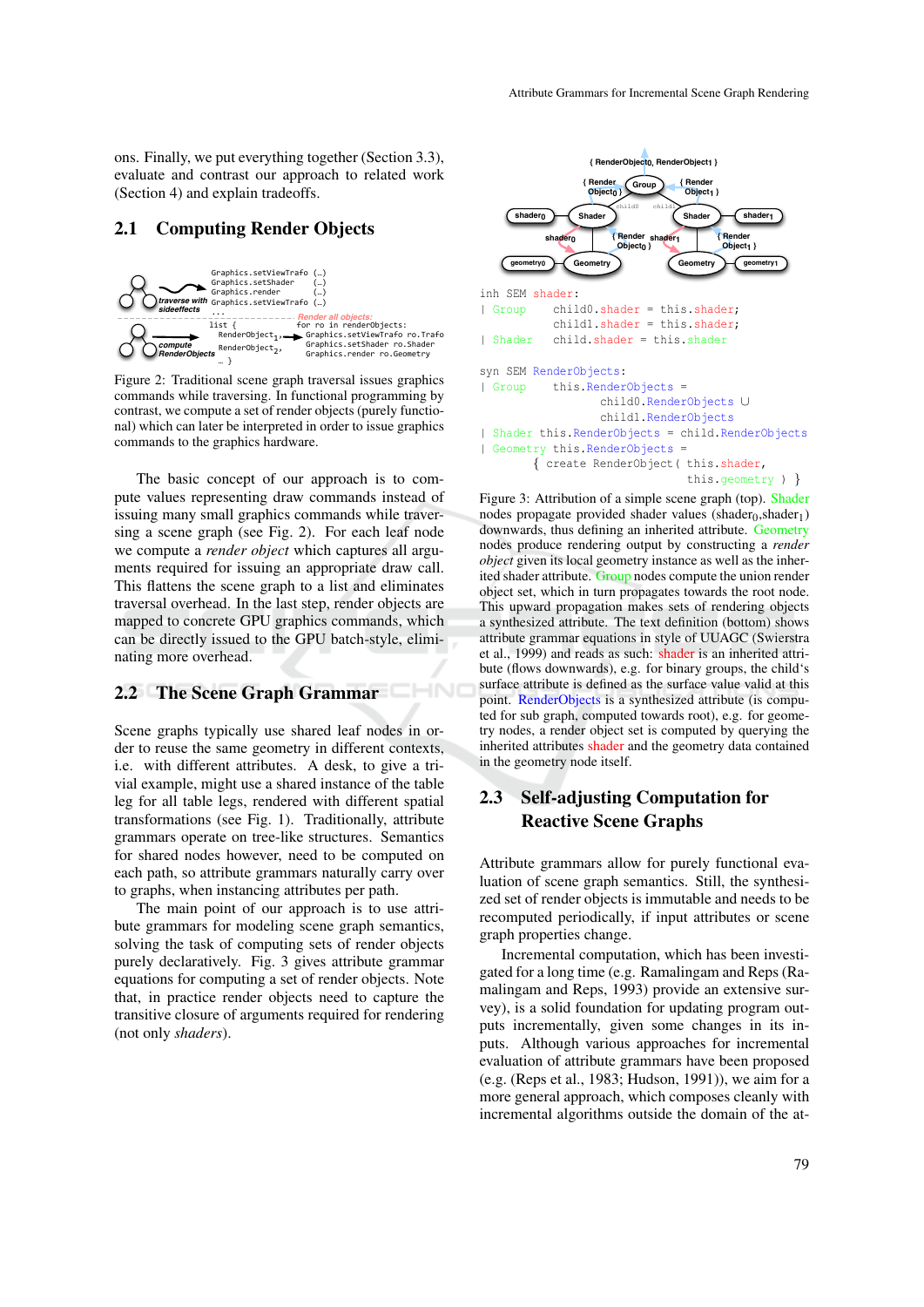ons. Finally, we put everything together (Section 3.3), evaluate and contrast our approach to related work (Section 4) and explain tradeoffs.

## 2.1 Computing Render Objects

Figure 2: Traditional scene graph traversal issues graphics commands while traversing. In functional programming by contrast, we compute a set of render objects (purely functional) which can later be interpreted in order to issue graphics commands to the graphics hardware.

The basic concept of our approach is to compute values representing draw commands instead of issuing many small graphics commands while traversing a scene graph (see Fig. 2). For each leaf node we compute a *render object* which captures all arguments required for issuing an appropriate draw call. This flattens the scene graph to a list and eliminates traversal overhead. In the last step, render objects are mapped to concrete GPU graphics commands, which can be directly issued to the GPU batch-style, eliminating more overhead.

## 2.2 The Scene Graph Grammar

Scene graphs typically use shared leaf nodes in order to reuse the same geometry in different contexts, i.e. with different attributes. A desk, to give a trivial example, might use a shared instance of the table leg for all table legs, rendered with different spatial transformations (see Fig. 1). Traditionally, attribute grammars operate on tree-like structures. Semantics for shared nodes however, need to be computed on each path, so attribute grammars naturally carry over to graphs, when instancing attributes per path.

The main point of our approach is to use attribute grammars for modeling scene graph semantics, solving the task of computing sets of render objects purely declaratively. Fig. 3 gives attribute grammar equations for computing a set of render objects. Note that, in practice render objects need to capture the transitive closure of arguments required for rendering (not only *shaders*).

```
inh SEM shader:
| Group    child0.shader = this.shader;
           child1.shader = this.shader;
| Shader   child.shader = this.shader

syn SEM RenderObjects:
| Group    this.RenderObjects =
                  child0.RenderObjects ∪
                  child1.RenderObjects
| Shader this.RenderObjects = child.RenderObjects
| Geometry this.RenderObjects =
           { create RenderObject( this.shader,
                                  this.geometry ) }
```

Figure 3: Attribution of a simple scene graph (top). Shader nodes propagate provided shader values ($shader_0$,$shader_1$) downwards, thus defining an inherited attribute. Geometry nodes produce rendering output by constructing a *render object* given its local geometry instance as well as the inherited shader attribute. Group nodes compute the union render object set, which in turn propagates towards the root node. This upward propagation makes sets of rendering objects a synthesized attribute. The text definition (bottom) shows attribute grammar equations in style of UUAGC (Swierstra et al., 1999) and reads as such: shader is an inherited attribute (flows downwards), e.g. for binary groups, the child's surface attribute is defined as the surface value valid at this point. RenderObjects is a synthesized attribute (is computed for sub graph, computed towards root), e.g. for geometry nodes, a render object set is computed by querying the inherited attributes shader and the geometry data contained in the geometry node itself.

## 2.3 Self-adjusting Computation for Reactive Scene Graphs

Attribute grammars allow for purely functional evaluation of scene graph semantics. Still, the synthesized set of render objects is immutable and needs to be recomputed periodically, if input attributes or scene graph properties change.

Incremental computation, which has been investigated for a long time (e.g. Ramalingam and Reps (Ramalingam and Reps, 1993) provide an extensive survey), is a solid foundation for updating program outputs incrementally, given some changes in its inputs. Although various approaches for incremental evaluation of attribute grammars have been proposed (e.g. (Reps et al., 1983; Hudson, 1991)), we aim for a more general approach, which composes cleanly with incremental algorithms outside the domain of the at-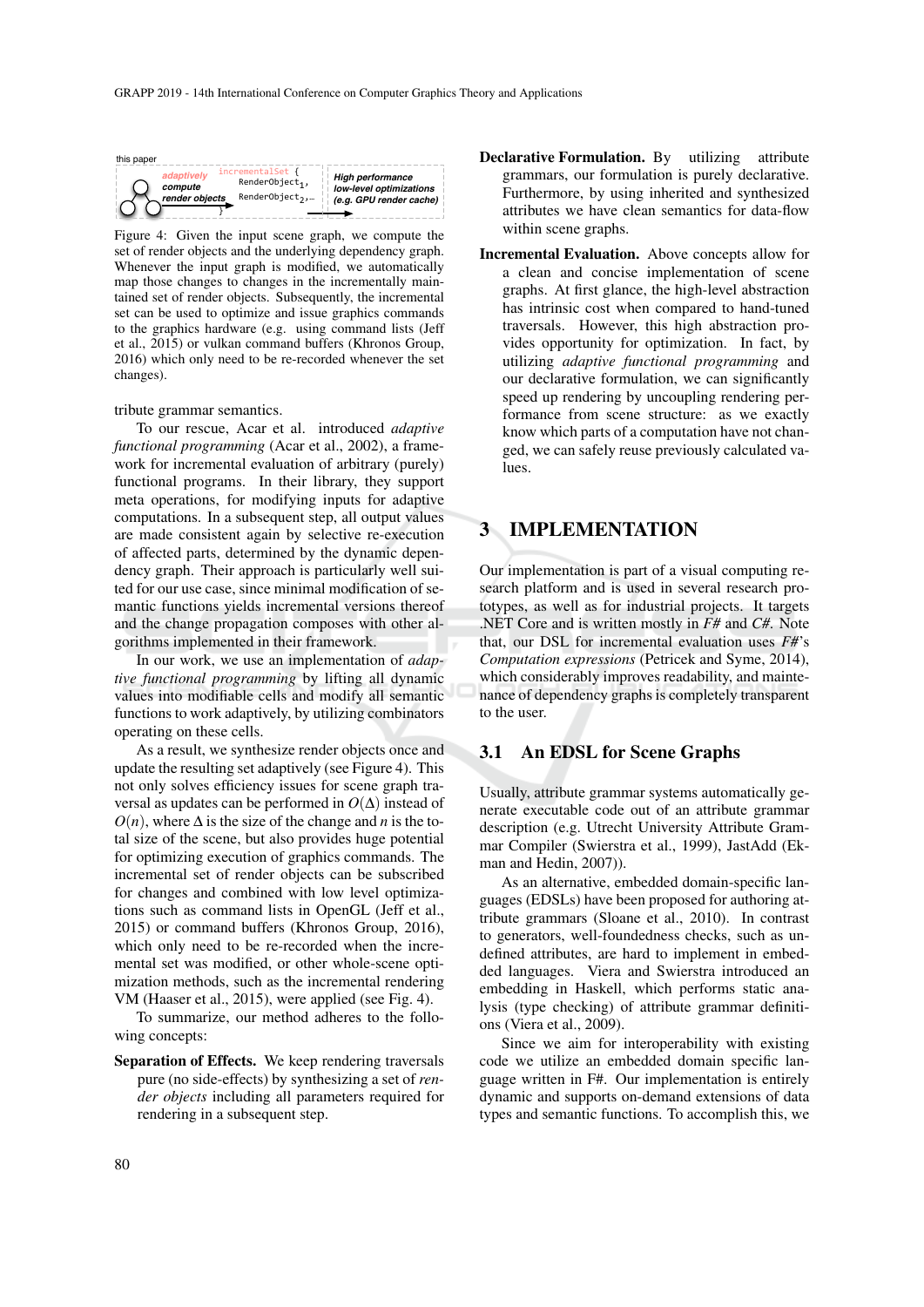this paper

*adaptively compute render objects* → `incrementalSet { RenderObject1, RenderObject2,… }` → **High performance low-level optimizations (e.g. GPU render cache)**

Figure 4: Given the input scene graph, we compute the set of render objects and the underlying dependency graph. Whenever the input graph is modified, we automatically map those changes to changes in the incrementally maintained set of render objects. Subsequently, the incremental set can be used to optimize and issue graphics commands to the graphics hardware (e.g. using command lists (Jeff et al., 2015) or vulkan command buffers (Khronos Group, 2016) which only need to be re-recorded whenever the set changes).

tribute grammar semantics.

To our rescue, Acar et al. introduced *adaptive functional programming* (Acar et al., 2002), a framework for incremental evaluation of arbitrary (purely) functional programs. In their library, they support meta operations, for modifying inputs for adaptive computations. In a subsequent step, all output values are made consistent again by selective re-execution of affected parts, determined by the dynamic dependency graph. Their approach is particularly well suited for our use case, since minimal modification of semantic functions yields incremental versions thereof and the change propagation composes with other algorithms implemented in their framework.

In our work, we use an implementation of *adaptive functional programming* by lifting all dynamic values into modifiable cells and modify all semantic functions to work adaptively, by utilizing combinators operating on these cells.

As a result, we synthesize render objects once and update the resulting set adaptively (see Figure 4). This not only solves efficiency issues for scene graph traversal as updates can be performed in $O(\Delta)$ instead of $O(n)$, where $\Delta$ is the size of the change and $n$ is the total size of the scene, but also provides huge potential for optimizing execution of graphics commands. The incremental set of render objects can be subscribed for changes and combined with low level optimizations such as command lists in OpenGL (Jeff et al., 2015) or command buffers (Khronos Group, 2016), which only need to be re-recorded when the incremental set was modified, or other whole-scene optimization methods, such as the incremental rendering VM (Haaser et al., 2015), were applied (see Fig. 4).

To summarize, our method adheres to the following concepts:

**Separation of Effects.** We keep rendering traversals pure (no side-effects) by synthesizing a set of *render objects* including all parameters required for rendering in a subsequent step.

**Declarative Formulation.** By utilizing attribute grammars, our formulation is purely declarative. Furthermore, by using inherited and synthesized attributes we have clean semantics for data-flow within scene graphs.

**Incremental Evaluation.** Above concepts allow for a clean and concise implementation of scene graphs. At first glance, the high-level abstraction has intrinsic cost when compared to hand-tuned traversals. However, this high abstraction provides opportunity for optimization. In fact, by utilizing *adaptive functional programming* and our declarative formulation, we can significantly speed up rendering by uncoupling rendering performance from scene structure: as we exactly know which parts of a computation have not changed, we can safely reuse previously calculated values.

# 3 IMPLEMENTATION

Our implementation is part of a visual computing research platform and is used in several research prototypes, as well as for industrial projects. It targets .NET Core and is written mostly in *F#* and *C#*. Note that, our DSL for incremental evaluation uses *F#*'s *Computation expressions* (Petricek and Syme, 2014), which considerably improves readability, and maintenance of dependency graphs is completely transparent to the user.

## 3.1 An EDSL for Scene Graphs

Usually, attribute grammar systems automatically generate executable code out of an attribute grammar description (e.g. Utrecht University Attribute Grammar Compiler (Swierstra et al., 1999), JastAdd (Ekman and Hedin, 2007)).

As an alternative, embedded domain-specific languages (EDSLs) have been proposed for authoring attribute grammars (Sloane et al., 2010). In contrast to generators, well-foundedness checks, such as undefined attributes, are hard to implement in embedded languages. Viera and Swierstra introduced an embedding in Haskell, which performs static analysis (type checking) of attribute grammar definitions (Viera et al., 2009).

Since we aim for interoperability with existing code we utilize an embedded domain specific language written in F#. Our implementation is entirely dynamic and supports on-demand extensions of data types and semantic functions. To accomplish this, we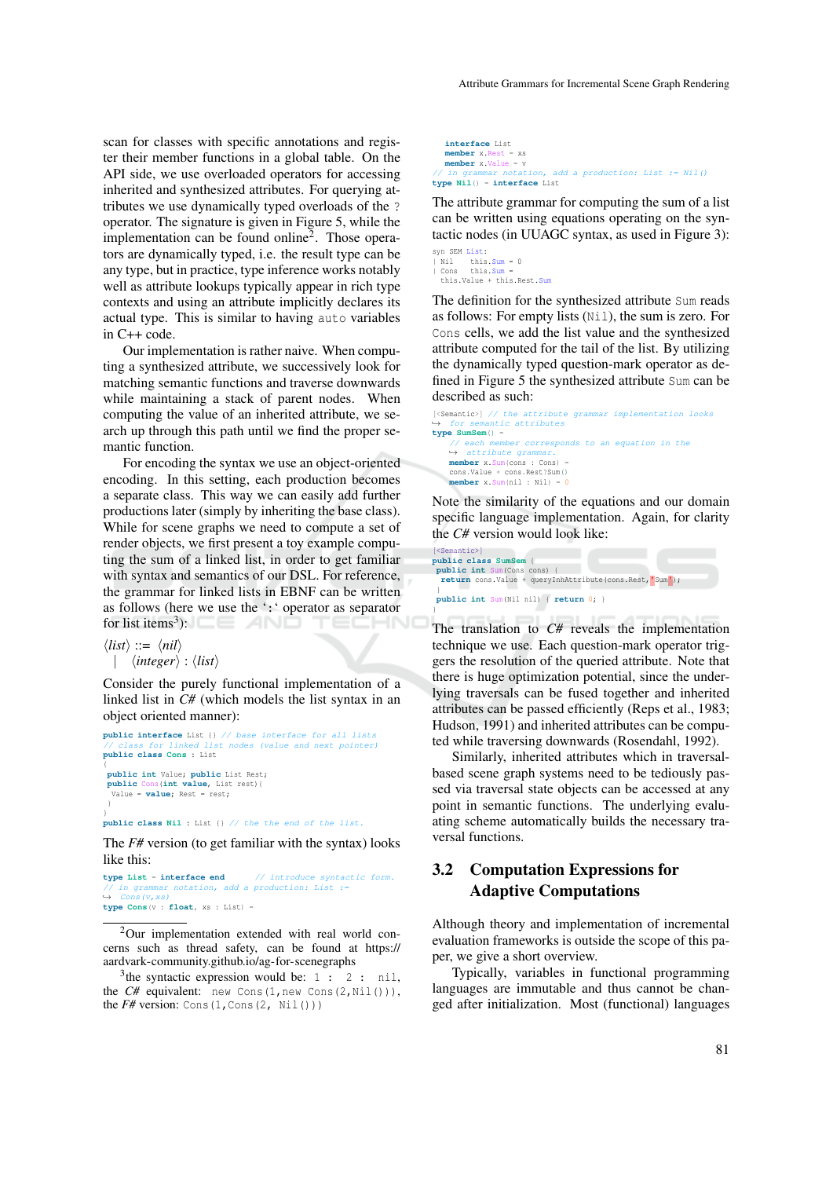scan for classes with specific annotations and register their member functions in a global table. On the API side, we use overloaded operators for accessing inherited and synthesized attributes. For querying attributes we use dynamically typed overloads of the ? operator. The signature is given in Figure 5, while the implementation can be found online[2]. Those operators are dynamically typed, i.e. the result type can be any type, but in practice, type inference works notably well as attribute lookups typically appear in rich type contexts and using an attribute implicitly declares its actual type. This is similar to having `auto` variables in C++ code.

Our implementation is rather naive. When computing a synthesized attribute, we successively look for matching semantic functions and traverse downwards while maintaining a stack of parent nodes. When computing the value of an inherited attribute, we search up through this path until we find the proper semantic function.

For encoding the syntax we use an object-oriented encoding. In this setting, each production becomes a separate class. This way we can easily add further productions later (simply by inheriting the base class). While for scene graphs we need to compute a set of render objects, we first present a toy example computing the sum of a linked list, in order to get familiar with syntax and semantics of our DSL. For reference, the grammar for linked lists in EBNF can be written as follows (here we use the ‘`:`‘ operator as separator for list items[3]):

$$\langle list \rangle ::= \langle nil \rangle$$
$$\quad | \quad \langle integer \rangle : \langle list \rangle$$

Consider the purely functional implementation of a linked list in *C#* (which models the list syntax in an object oriented manner):

```
public interface List {} // base interface for all lists
// class for linked list nodes (value and next pointer)
public class Cons : List
{
 public int Value; public List Rest;
 public Cons(int value, List rest){
  Value = value; Rest = rest;
 }
}
public class Nil : List {} // the the end of the list.
```

The *F#* version (to get familiar with the syntax) looks like this:

```
type List = interface end     // introduce syntactic form.
// in grammar notation, add a production: List :=
↪ Cons(v,xs)
type Cons(v : float, xs : List) =
    interface List
    member x.Rest = xs
    member x.Value = v
// in grammar notation, add a production: List := Nil()
type Nil() = interface List
```

The attribute grammar for computing the sum of a list can be written using equations operating on the syntactic nodes (in UUAGC syntax, as used in Figure 3):

```
syn SEM List:
| Nil    this.Sum = 0
| Cons   this.Sum =
  this.Value + this.Rest.Sum
```

The definition for the synthesized attribute `Sum` reads as follows: For empty lists (`Nil`), the sum is zero. For `Cons` cells, we add the list value and the synthesized attribute computed for the tail of the list. By utilizing the dynamically typed question-mark operator as defined in Figure 5 the synthesized attribute `Sum` can be described as such:

```
[<Semantic>] // the attribute grammar implementation looks
↪ for semantic attributes
type SumSem() =
    // each member corresponds to an equation in the
    ↪ attribute grammar.
    member x.Sum(cons : Cons) =
    cons.Value + cons.Rest?Sum()
    member x.Sum(nil : Nil) = 0
```

Note the similarity of the equations and our domain specific language implementation. Again, for clarity the *C#* version would look like:

```
[<Semantic>]
public class SumSem {
 public int Sum(Cons cons) {
  return cons.Value + queryInhAttribute(cons.Rest,"Sum");
 }
 public int Sum(Nil nil) { return 0; }
}
```

The translation to *C#* reveals the implementation technique we use. Each question-mark operator triggers the resolution of the queried attribute. Note that there is huge optimization potential, since the underlying traversals can be fused together and inherited attributes can be passed efficiently (Reps et al., 1983; Hudson, 1991) and inherited attributes can be computed while traversing downwards (Rosendahl, 1992).

Similarly, inherited attributes which in traversal-based scene graph systems need to be tediously passed via traversal state objects can be accessed at any point in semantic functions. The underlying evaluating scheme automatically builds the necessary traversal functions.

## 3.2 Computation Expressions for Adaptive Computations

Although theory and implementation of incremental evaluation frameworks is outside the scope of this paper, we give a short overview.

Typically, variables in functional programming languages are immutable and thus cannot be changed after initialization. Most (functional) languages

[2] Our implementation extended with real world concerns such as thread safety, can be found at https://aardvark-community.github.io/ag-for-scenegraphs

[3] the syntactic expression would be: `1 : 2 : nil`, the *C#* equivalent: `new Cons(1,new Cons(2,Nil()))`, the *F#* version: `Cons(1,Cons(2, Nil()))`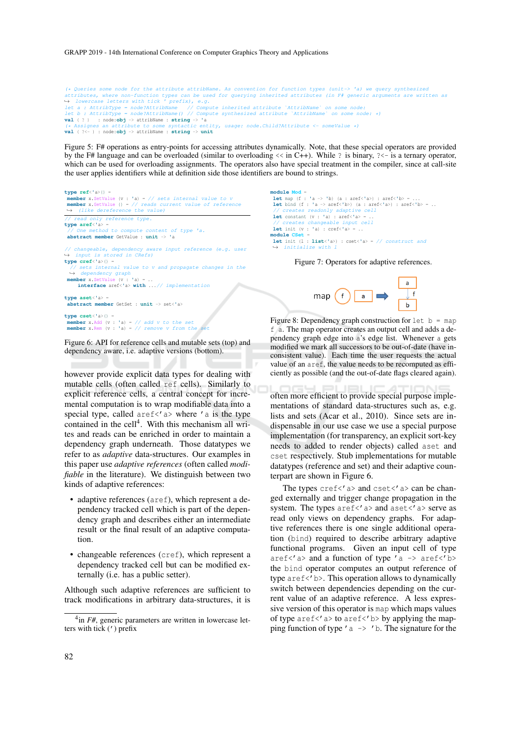```
(* Queries some node for the attribute attribName. As convention for function types (unit-> 'a) we query synthesized
attributes, where non-function types can be used for querying inherited attributes (in F# generic arguments are written as
↪ lowercase letters with tick ' prefix), e.g.
let a : AttribType = node?AttribName   // Compute inherited attribute `AttribName` on some node:
let b : AttribType = node?AttribName() // Compute synthesized attribute `AttribName` on some node: *)
val ( ? )   : node:obj -> attribName : string -> 'a
(* Assignes an attribute to some syntactic entity, usage: node.Child?Attribute <- someValue *)
val ( ?<- ) : node:obj -> attribName : string -> unit
```

Figure 5: F# operations as entry-points for accessing attributes dynamically. Note, that these special operators are provided by the F# language and can be overloaded (similar to overloading << in C++). While ? is binary, ?<- is a ternary operator, which can be used for overloading assignments. The operators also have special treatment in the compiler, since at call-site the user applies identifiers while at definition side those identifiers are bound to strings.

```
type ref<'a>() =
  member x.SetValue (v : 'a) = // sets internal value to v
  member x.GetValue () = // reads current value of reference
  ↪  (like dereference the value)
```

```
// read only reference type.
type aref<'a> =
  // One method to compute content of type 'a.
  abstract member GetValue : unit -> 'a

// changeable, dependency aware input reference (e.g. user
↪  input is stored in CRefs)
type cref<'a>() =
    // sets internal value to v and propagate changes in the
    ↪  dependency graph
  member x.SetValue (v : 'a) = ..
      interface aref<'a> with ...// implementation

type aset<'a> =
  abstract member GetSet : unit -> set<'a>

type cset<'a>() =
  member x.Add (v : 'a) = // add v to the set
  member x.Rem (v : 'a) = // remove v from the set
```

Figure 6: API for reference cells and mutable sets (top) and dependency aware, i.e. adaptive versions (bottom).

however provide explicit data types for dealing with mutable cells (often called `ref` cells). Similarly to explicit reference cells, a central concept for incremental computation is to wrap modifiable data into a special type, called `aref<'a>` where `'a` is the type contained in the cell[4]. With this mechanism all writes and reads can be enriched in order to maintain a dependency graph underneath. Those datatypes we refer to as *adaptive* data-structures. Our examples in this paper use *adaptive references* (often called *modifiable* in the literature). We distinguish between two kinds of adaptive references:

- adaptive references (`aref`), which represent a dependency tracked cell which is part of the dependency graph and describes either an intermediate result or the final result of an adaptive computation.
- changeable references (`cref`), which represent a dependency tracked cell but can be modified externally (i.e. has a public setter).

Although such adaptive references are sufficient to track modifications in arbitrary data-structures, it is often more efficient to provide special purpose implementations of standard data-structures such as, e.g. lists and sets (Acar et al., 2010). Since sets are indispensable in our use case we use a special purpose implementation (for transparency, an explicit sort-key needs to added to render objects) called `aset` and `cset` respectively. Stub implementations for mutable datatypes (reference and set) and their adaptive counterpart are shown in Figure 6.

[4] in *F#*, generic parameters are written in lowercase letters with tick (') prefix

```
module Mod =
  let map (f : 'a -> 'b) (a : aref<'a>) : aref<'b> = ...
  let bind (f : 'a -> aref<'b>) (a : aref<'a>) : aref<'b> = ..
  // creates readonly adaptive cell
  let constant (v : 'a) : aref<'a> = ..
  // creates changeable input cell
  let init (v : 'a) : cref<'a> = ..
module CSet =
  let init (l : list<'a>) : cset<'a> = // construct and
  ↪  initialize with l
```

Figure 7: Operators for adaptive references.

Figure 8: Dependency graph construction for `let b = map f a`. The map operator creates an output cell and adds a dependency graph edge into `a`'s edge list. Whenever `a` gets modified we mark all successors to be out-of-date (have inconsistent value). Each time the user requests the actual value of an `aref`, the value needs to be recomputed as efficiently as possible (and the out-of-date flags cleared again).

The types `cref<'a>` and `cset<'a>` can be changed externally and trigger change propagation in the system. The types `aref<'a>` and `aset<'a>` serve as read only views on dependency graphs. For adaptive references there is one single additional operation (`bind`) required to describe arbitrary adaptive functional programs. Given an input cell of type `aref<'a>` and a function of type `'a -> aref<'b>` the `bind` operator computes an output reference of type `aref<'b>`. This operation allows to dynamically switch between dependencies depending on the current value of an adaptive reference. A less expressive version of this operator is `map` which maps values of type `aref<'a>` to `aref<'b>` by applying the mapping function of type `'a -> 'b`. The signature for the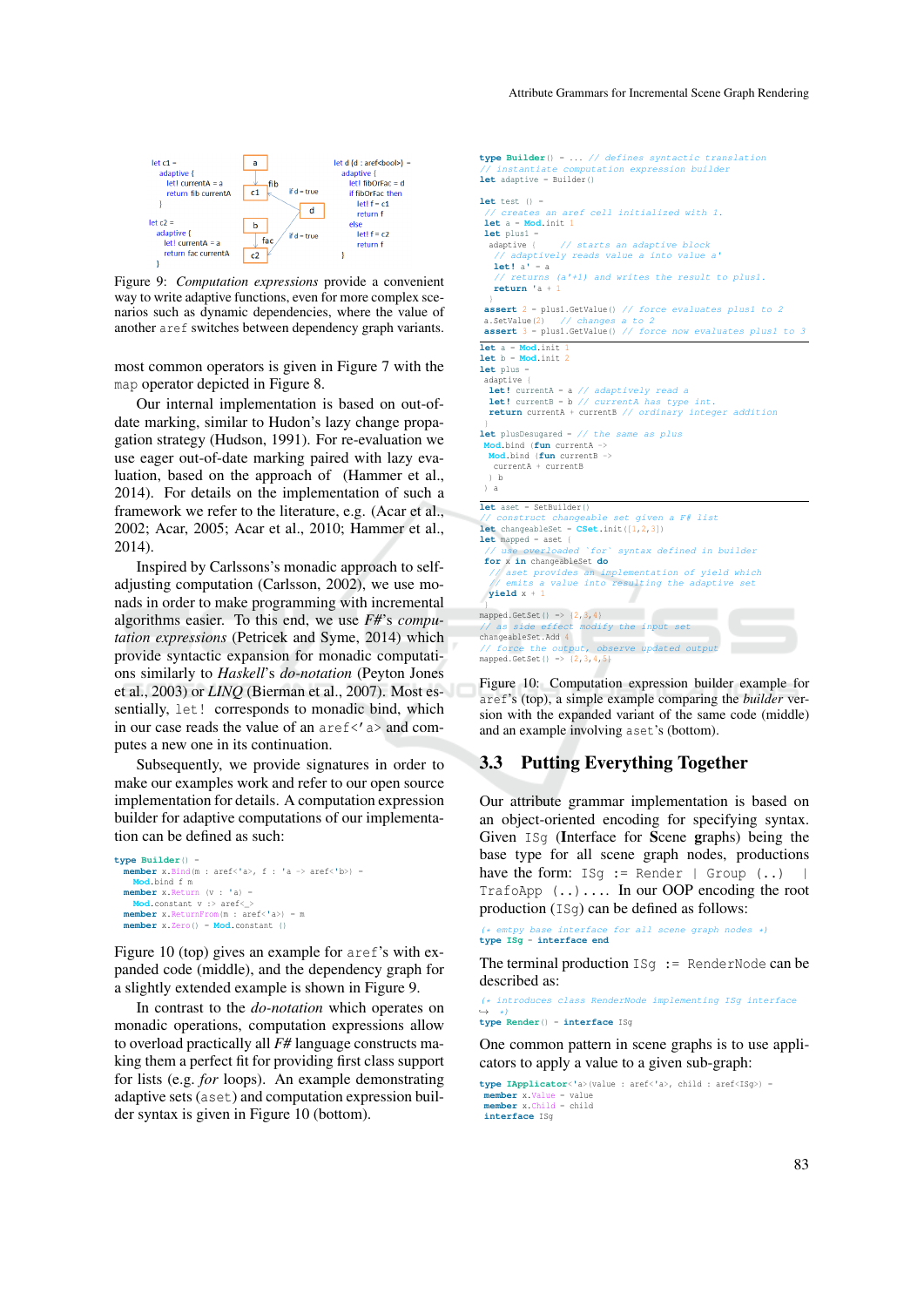```
let c1 =
  adaptive {
    let! currentA = a
    return fib currentA
  }

let c2 =
  adaptive {
    let! currentA = a
    return fac currentA
  }

let d (d : aref<bool>) =
  adaptive {
    let! fibOrFac = d
    if fibOrFac then
      let! f = c1
      return f
    else
      let! f = c2
      return f
  }
```

Figure 9: *Computation expressions* provide a convenient way to write adaptive functions, even for more complex scenarios such as dynamic dependencies, where the value of another `aref` switches between dependency graph variants.

most common operators is given in Figure 7 with the `map` operator depicted in Figure 8.

Our internal implementation is based on out-of-date marking, similar to Hudon's lazy change propagation strategy (Hudson, 1991). For re-evaluation we use eager out-of-date marking paired with lazy evaluation, based on the approach of (Hammer et al., 2014). For details on the implementation of such a framework we refer to the literature, e.g. (Acar et al., 2002; Acar, 2005; Acar et al., 2010; Hammer et al., 2014).

Inspired by Carlssons's monadic approach to self-adjusting computation (Carlsson, 2002), we use monads in order to make programming with incremental algorithms easier. To this end, we use *F#'s computation expressions* (Petricek and Syme, 2014) which provide syntactic expansion for monadic computations similarly to *Haskell*'s *do-notation* (Peyton Jones et al., 2003) or *LINQ* (Bierman et al., 2007). Most essentially, `let!` corresponds to monadic bind, which in our case reads the value of an `aref<'a>` and computes a new one in its continuation.

Subsequently, we provide signatures in order to make our examples work and refer to our open source implementation for details. A computation expression builder for adaptive computations of our implementation can be defined as such:

```
type Builder() =
  member x.Bind(m : aref<'a>, f : 'a -> aref<'b>) =
    Mod.bind f m
  member x.Return (v : 'a) =
    Mod.constant v :> aref<_>
  member x.ReturnFrom(m : aref<'a>) = m
  member x.Zero() = Mod.constant ()
```

Figure 10 (top) gives an example for `aref`'s with expanded code (middle), and the dependency graph for a slightly extended example is shown in Figure 9.

In contrast to the *do-notation* which operates on monadic operations, computation expressions allow to overload practically all *F#* language constructs making them a perfect fit for providing first class support for lists (e.g. *for* loops). An example demonstrating adaptive sets (`aset`) and computation expression builder syntax is given in Figure 10 (bottom).

```
type Builder() = ... // defines syntactic translation
// instantiate computation expression builder
let adaptive = Builder()

let test () =
  // creates an aref cell initialized with 1.
  let a = Mod.init 1
  let plus1 =
    adaptive {    // starts an adaptive block
      // adaptively reads value a into value a'
      let! a' = a
      // returns (a'+1) and writes the result to plus1.
      return 'a + 1
    }
  assert 2 = plus1.GetValue() // force evaluates plus1 to 2
  a.SetValue(2)   // changes a to 2
  assert 3 = plus1.GetValue() // force now evaluates plus1 to 3
```

```
let a = Mod.init 1
let b = Mod.init 2
let plus =
  adaptive {
    let! currentA = a // adaptively read a
    let! currentB = b // currentA has type int.
    return currentA + currentB // ordinary integer addition
  }
let plusDesugared = // the same as plus
  Mod.bind (fun currentA ->
   Mod.bind (fun currentB ->
    currentA + currentB
   ) b
  ) a
```

```
let aset = SetBuilder()
// construct changeable set given a F# list
let changeableSet = CSet.init([1;2;3])
let mapped = aset {
  // use overloaded `for` syntax defined in builder
  for x in changeableSet do
    // aset provides an implementation of yield which
    // emits a value into resulting the adaptive set
    yield x + 1
}
mapped.GetSet() => {2,3,4}
// as side effect modify the input set
changeableSet.Add 4
// force the output, observe updated output
mapped.GetSet() => {2,3,4,5}
```

Figure 10: Computation expression builder example for `aref`'s (top), a simple example comparing the *builder* version with the expanded variant of the same code (middle) and an example involving `aset`'s (bottom).

## 3.3 Putting Everything Together

Our attribute grammar implementation is based on an object-oriented encoding for specifying syntax. Given `ISg` (**I**nterface for **S**cene **g**raphs) being the base type for all scene graph nodes, productions have the form: `ISg := Render | Group (..) | TrafoApp (..)....` In our OOP encoding the root production (`ISg`) can be defined as follows:

```
(* empty base interface for all scene graph nodes *)
type ISg = interface end
```

The terminal production `ISg := RenderNode` can be described as:

```
(* introduces class RenderNode implementing ISg interface
*)
type Render() = interface ISg
```

One common pattern in scene graphs is to use applicators to apply a value to a given sub-graph:

```
type IApplicator<'a>(value : aref<'a>, child : aref<ISg>) =
  member x.Value = value
  member x.Child = child
  interface ISg
```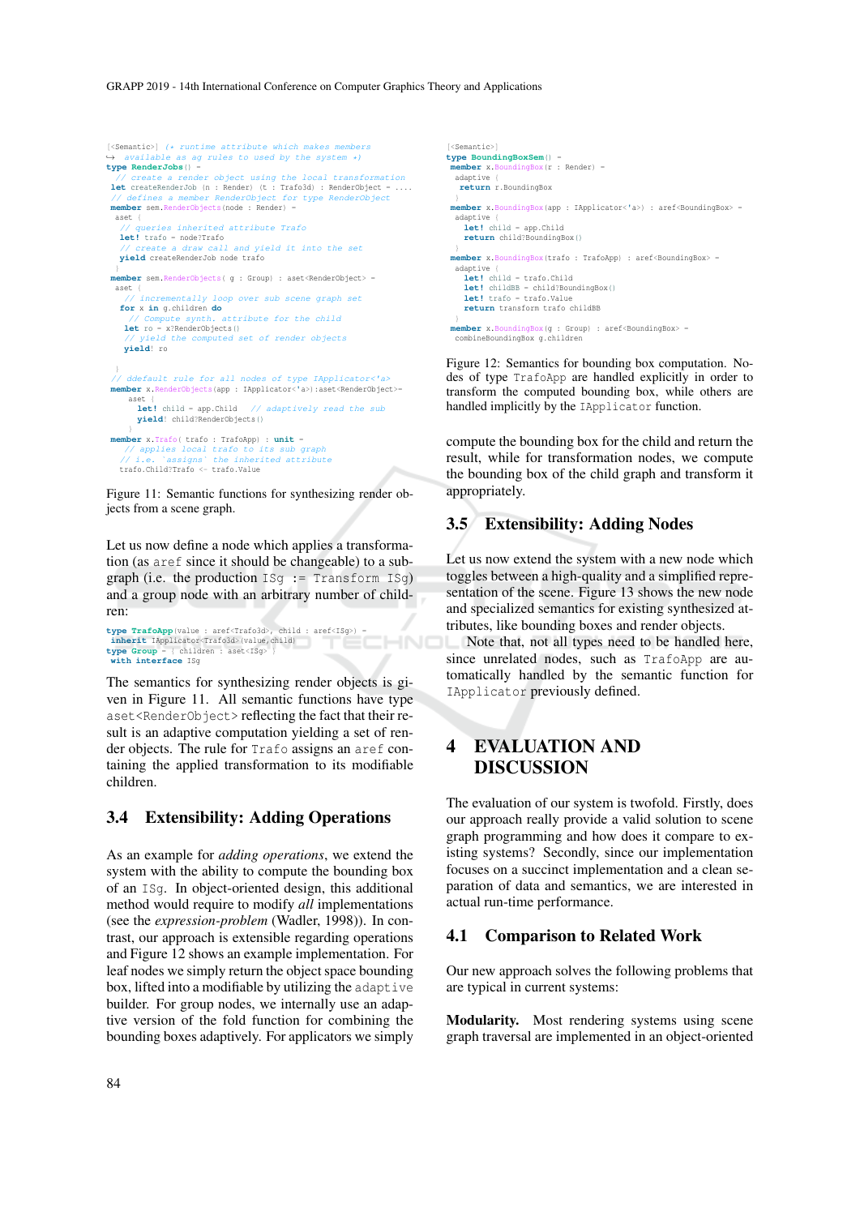```
[<Semantic>] (* runtime attribute which makes members
↪ available as ag rules to used by the system *)
type RenderJobs() =
  // create a render object using the local transformation
  let createRenderJob (n : Render) (t : Trafo3d) : RenderObject = ....
  // defines a member RenderObject for type RenderObject
  member sem.RenderObjects(node : Render) =
    aset {
      // queries inherited attribute Trafo
      let! trafo = node?Trafo
      // create a draw call and yield it into the set
      yield createRenderJob node trafo
    }
  member sem.RenderObjects( g : Group) : aset<RenderObject> =
    aset {
      // incrementally loop over sub scene graph set
      for x in g.children do
        // Compute synth. attribute for the child
        let ro = x?RenderObjects()
        // yield the computed set of render objects
        yield! ro
    }
  // ddefault rule for all nodes of type IApplicator<'a>
  member x.RenderObjects(app : IApplicator<'a>):aset<RenderObject>=
      aset {
        let! child = app.Child   // adaptively read the sub
        yield! child?RenderObjects()
      }
  member x.Trafo( trafo : TrafoApp) : unit =
    // applies local trafo to its sub graph
    // i.e. `assigns' the inherited attribute
    trafo.Child?Trafo <- trafo.Value
```

Figure 11: Semantic functions for synthesizing render objects from a scene graph.

Let us now define a node which applies a transformation (as `aref` since it should be changeable) to a subgraph (i.e. the production `ISg := Transform ISg`) and a group node with an arbitrary number of children:

```
type TrafoApp(value : aref<Trafo3d>, child : aref<ISg>) =
  inherit IApplicator<Trafo3d>(value,child)
type Group = { children : aset<ISg> }
  with interface ISg
```

The semantics for synthesizing render objects is given in Figure 11. All semantic functions have type `aset<RenderObject>` reflecting the fact that their result is an adaptive computation yielding a set of render objects. The rule for `Trafo` assigns an `aref` containing the applied transformation to its modifiable children.

### 3.4 Extensibility: Adding Operations

As an example for *adding operations*, we extend the system with the ability to compute the bounding box of an `ISg`. In object-oriented design, this additional method would require to modify *all* implementations (see the *expression-problem* (Wadler, 1998)). In contrast, our approach is extensible regarding operations and Figure 12 shows an example implementation. For leaf nodes we simply return the object space bounding box, lifted into a modifiable by utilizing the `adaptive` builder. For group nodes, we internally use an adaptive version of the fold function for combining the bounding boxes adaptively. For applicators we simply

```
[<Semantic>]
type BoundingBoxSem() =
  member x.BoundingBox(r : Render) =
   adaptive {
    return r.BoundingBox
   }
  member x.BoundingBox(app : IApplicator<'a>) : aref<BoundingBox> =
   adaptive {
    let! child = app.Child
    return child?BoundingBox()
   }
  member x.BoundingBox(trafo : TrafoApp) : aref<BoundingBox> =
   adaptive {
    let! child = trafo.Child
    let! childBB = child?BoundingBox()
    let! trafo = trafo.Value
    return transform trafo childBB
   }
  member x.BoundingBox(g : Group) : aref<BoundingBox> =
   combineBoundingBox g.children
```

Figure 12: Semantics for bounding box computation. Nodes of type `TrafoApp` are handled explicitly in order to transform the computed bounding box, while others are handled implicitly by the `IApplicator` function.

compute the bounding box for the child and return the result, while for transformation nodes, we compute the bounding box of the child graph and transform it appropriately.

### 3.5 Extensibility: Adding Nodes

Let us now extend the system with a new node which toggles between a high-quality and a simplified representation of the scene. Figure 13 shows the new node and specialized semantics for existing synthesized attributes, like bounding boxes and render objects.

Note that, not all types need to be handled here, since unrelated nodes, such as `TrafoApp` are automatically handled by the semantic function for `IApplicator` previously defined.

## 4 EVALUATION AND DISCUSSION

The evaluation of our system is twofold. Firstly, does our approach really provide a valid solution to scene graph programming and how does it compare to existing systems? Secondly, since our implementation focuses on a succinct implementation and a clean separation of data and semantics, we are interested in actual run-time performance.

### 4.1 Comparison to Related Work

Our new approach solves the following problems that are typical in current systems:

**Modularity.** Most rendering systems using scene graph traversal are implemented in an object-oriented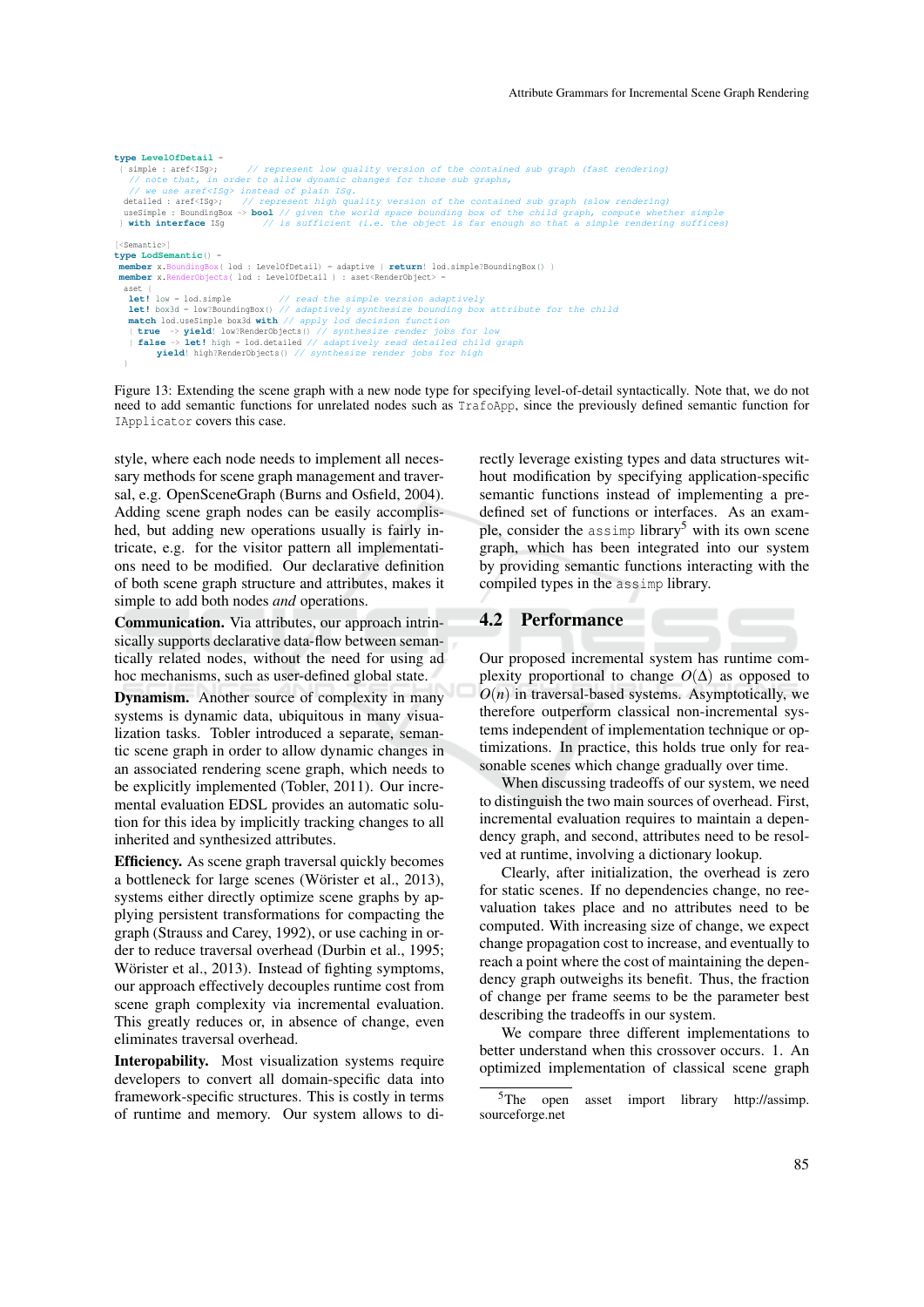```
type LevelOfDetail =
  { simple : aref<ISg>;     // represent low quality version of the contained sub graph (fast rendering)
    // note that, in order to allow dynamic changes for those sub graphs,
    // we use aref<ISg> instead of plain ISg.
    detailed : aref<ISg>;   // represent high quality version of the contained sub graph (slow rendering)
    useSimple : BoundingBox -> bool // given the world space bounding box of the child graph, compute whether simple
  } with interface ISg      // is sufficient (i.e. the object is far enough so that a simple rendering suffices)

[<Semantic>]
type LodSemantic() =
  member x.BoundingBox( lod : LevelOfDetail) = adaptive { return! lod.simple?BoundingBox() }
  member x.RenderObjects( lod : LevelOfDetail ) : aset<RenderObject> =
    aset {
      let! low = lod.simple          // read the simple version adaptively
      let! box3d = low?BoundingBox() // adaptively synthesize bounding box attribute for the child
      match lod.useSimple box3d with // apply lod decision function
      | true  -> yield! low?RenderObjects() // synthesize render jobs for low
      | false -> let! high = lod.detailed // adaptively read detailed child graph
                 yield! high?RenderObjects() // synthesize render jobs for high
    }
```

Figure 13: Extending the scene graph with a new node type for specifying level-of-detail syntactically. Note that, we do not need to add semantic functions for unrelated nodes such as `TrafoApp`, since the previously defined semantic function for `IApplicator` covers this case.

style, where each node needs to implement all necessary methods for scene graph management and traversal, e.g. OpenSceneGraph (Burns and Osfield, 2004). Adding scene graph nodes can be easily accomplished, but adding new operations usually is fairly intricate, e.g. for the visitor pattern all implementations need to be modified. Our declarative definition of both scene graph structure and attributes, makes it simple to add both nodes *and* operations.

**Communication.** Via attributes, our approach intrinsically supports declarative data-flow between semantically related nodes, without the need for using ad hoc mechanisms, such as user-defined global state.

**Dynamism.** Another source of complexity in many systems is dynamic data, ubiquitous in many visualization tasks. Tobler introduced a separate, semantic scene graph in order to allow dynamic changes in an associated rendering scene graph, which needs to be explicitly implemented (Tobler, 2011). Our incremental evaluation EDSL provides an automatic solution for this idea by implicitly tracking changes to all inherited and synthesized attributes.

**Efficiency.** As scene graph traversal quickly becomes a bottleneck for large scenes (Wörister et al., 2013), systems either directly optimize scene graphs by applying persistent transformations for compacting the graph (Strauss and Carey, 1992), or use caching in order to reduce traversal overhead (Durbin et al., 1995; Wörister et al., 2013). Instead of fighting symptoms, our approach effectively decouples runtime cost from scene graph complexity via incremental evaluation. This greatly reduces or, in absence of change, even eliminates traversal overhead.

**Interopability.** Most visualization systems require developers to convert all domain-specific data into framework-specific structures. This is costly in terms of runtime and memory. Our system allows to directly leverage existing types and data structures without modification by specifying application-specific semantic functions instead of implementing a predefined set of functions or interfaces. As an example, consider the `assimp` library[5] with its own scene graph, which has been integrated into our system by providing semantic functions interacting with the compiled types in the `assimp` library.

## 4.2 Performance

Our proposed incremental system has runtime complexity proportional to change $O(\Delta)$ as opposed to $O(n)$ in traversal-based systems. Asymptotically, we therefore outperform classical non-incremental systems independent of implementation technique or optimizations. In practice, this holds true only for reasonable scenes which change gradually over time.

When discussing tradeoffs of our system, we need to distinguish the two main sources of overhead. First, incremental evaluation requires to maintain a dependency graph, and second, attributes need to be resolved at runtime, involving a dictionary lookup.

Clearly, after initialization, the overhead is zero for static scenes. If no dependencies change, no reevaluation takes place and no attributes need to be computed. With increasing size of change, we expect change propagation cost to increase, and eventually to reach a point where the cost of maintaining the dependency graph outweighs its benefit. Thus, the fraction of change per frame seems to be the parameter best describing the tradeoffs in our system.

We compare three different implementations to better understand when this crossover occurs. 1. An optimized implementation of classical scene graph

[5] The open asset import library http://assimp.sourceforge.net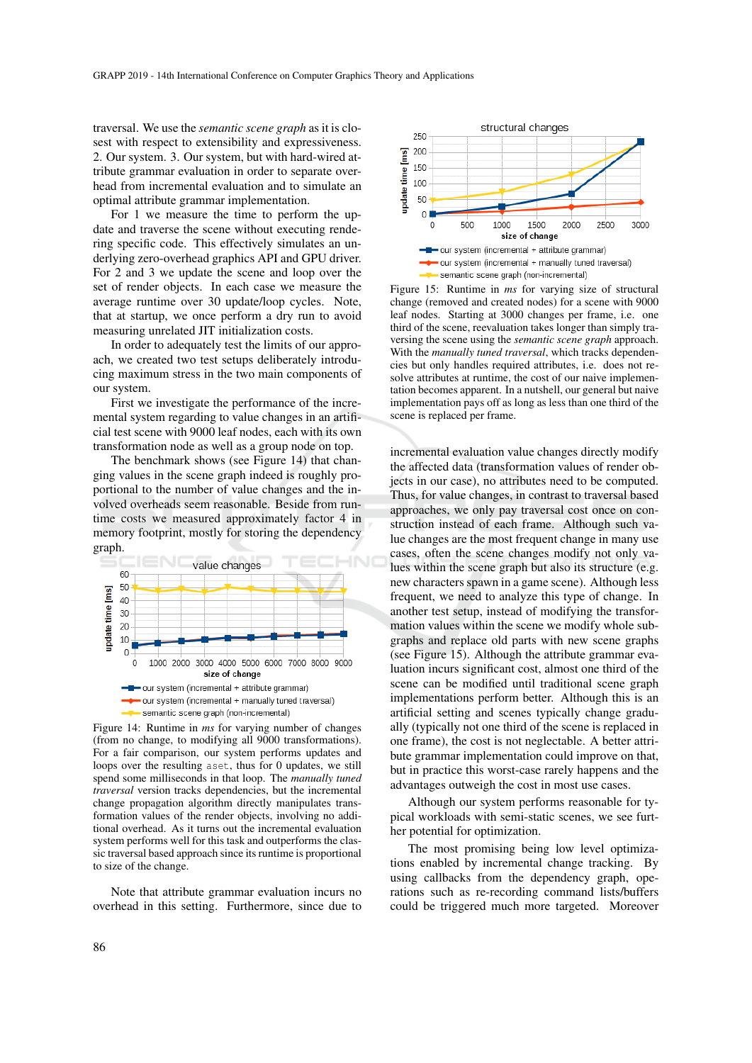traversal. We use the *semantic scene graph* as it is closest with respect to extensibility and expressiveness. 2. Our system. 3. Our system, but with hard-wired attribute grammar evaluation in order to separate overhead from incremental evaluation and to simulate an optimal attribute grammar implementation.

For 1 we measure the time to perform the update and traverse the scene without executing rendering specific code. This effectively simulates an underlying zero-overhead graphics API and GPU driver. For 2 and 3 we update the scene and loop over the set of render objects. In each case we measure the average runtime over 30 update/loop cycles. Note, that at startup, we once perform a dry run to avoid measuring unrelated JIT initialization costs.

In order to adequately test the limits of our approach, we created two test setups deliberately introducing maximum stress in the two main components of our system.

First we investigate the performance of the incremental system regarding to value changes in an artificial test scene with 9000 leaf nodes, each with its own transformation node as well as a group node on top.

The benchmark shows (see Figure 14) that changing values in the scene graph indeed is roughly proportional to the number of value changes and the involved overheads seem reasonable. Beside from runtime costs we measured approximately factor 4 in memory footprint, mostly for storing the dependency graph.

Figure 14: Runtime in *ms* for varying number of changes (from no change, to modifying all 9000 transformations). For a fair comparison, our system performs updates and loops over the resulting aset, thus for 0 updates, we still spend some milliseconds in that loop. The *manually tuned traversal* version tracks dependencies, but the incremental change propagation algorithm directly manipulates transformation values of the render objects, involving no additional overhead. As it turns out the incremental evaluation system performs well for this task and outperforms the classic traversal based approach since its runtime is proportional to size of the change.

Note that attribute grammar evaluation incurs no overhead in this setting. Furthermore, since due to incremental evaluation value changes directly modify the affected data (transformation values of render objects in our case), no attributes need to be computed. Thus, for value changes, in contrast to traversal based approaches, we only pay traversal cost once on construction instead of each frame. Although such value changes are the most frequent change in many use cases, often the scene changes modify not only values within the scene graph but also its structure (e.g. new characters spawn in a game scene). Although less frequent, we need to analyze this type of change. In another test setup, instead of modifying the transformation values within the scene we modify whole subgraphs and replace old parts with new scene graphs (see Figure 15). Although the attribute grammar evaluation incurs significant cost, almost one third of the scene can be modified until traditional scene graph implementations perform better. Although this is an artificial setting and scenes typically change gradually (typically not one third of the scene is replaced in one frame), the cost is not neglectable. A better attribute grammar implementation could improve on that, but in practice this worst-case rarely happens and the advantages outweigh the cost in most use cases.

Figure 15: Runtime in *ms* for varying size of structural change (removed and created nodes) for a scene with 9000 leaf nodes. Starting at 3000 changes per frame, i.e. one third of the scene, reevaluation takes longer than simply traversing the scene using the *semantic scene graph* approach. With the *manually tuned traversal*, which tracks dependencies but only handles required attributes, i.e. does not resolve attributes at runtime, the cost of our naive implementation becomes apparent. In a nutshell, our general but naive implementation pays off as long as less than one third of the scene is replaced per frame.

Although our system performs reasonable for typical workloads with semi-static scenes, we see further potential for optimization.

The most promising being low level optimizations enabled by incremental change tracking. By using callbacks from the dependency graph, operations such as re-recording command lists/buffers could be triggered much more targeted. Moreover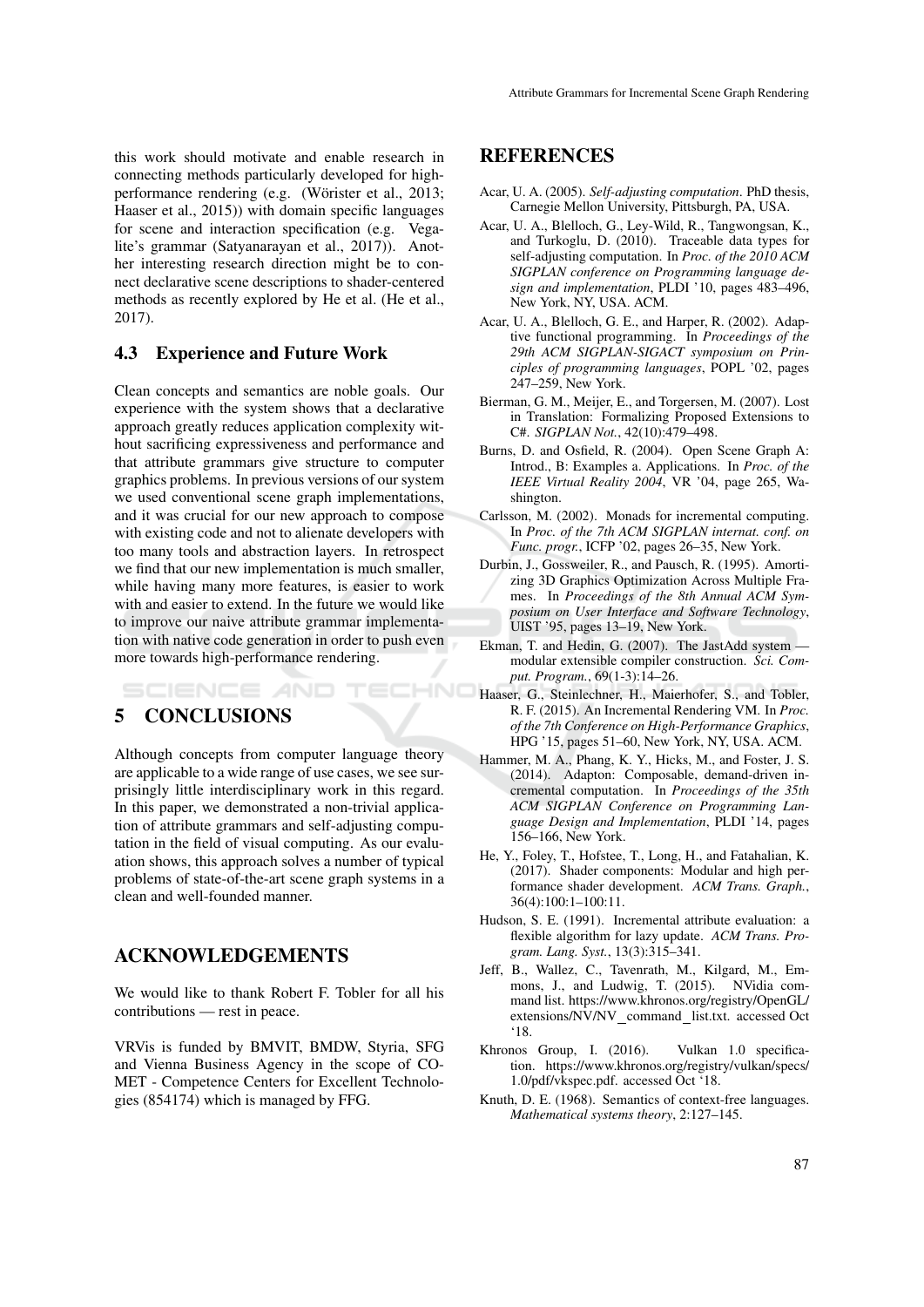this work should motivate and enable research in connecting methods particularly developed for high-performance rendering (e.g. (Wörister et al., 2013; Haaser et al., 2015)) with domain specific languages for scene and interaction specification (e.g. Vega-lite's grammar (Satyanarayan et al., 2017)). Another interesting research direction might be to connect declarative scene descriptions to shader-centered methods as recently explored by He et al. (He et al., 2017).

### 4.3 Experience and Future Work

Clean concepts and semantics are noble goals. Our experience with the system shows that a declarative approach greatly reduces application complexity without sacrificing expressiveness and performance and that attribute grammars give structure to computer graphics problems. In previous versions of our system we used conventional scene graph implementations, and it was crucial for our new approach to compose with existing code and not to alienate developers with too many tools and abstraction layers. In retrospect we find that our new implementation is much smaller, while having many more features, is easier to work with and easier to extend. In the future we would like to improve our naive attribute grammar implementation with native code generation in order to push even more towards high-performance rendering.

## 5 CONCLUSIONS

Although concepts from computer language theory are applicable to a wide range of use cases, we see surprisingly little interdisciplinary work in this regard. In this paper, we demonstrated a non-trivial application of attribute grammars and self-adjusting computation in the field of visual computing. As our evaluation shows, this approach solves a number of typical problems of state-of-the-art scene graph systems in a clean and well-founded manner.

## ACKNOWLEDGEMENTS

We would like to thank Robert F. Tobler for all his contributions — rest in peace.

VRVis is funded by BMVIT, BMDW, Styria, SFG and Vienna Business Agency in the scope of COMET - Competence Centers for Excellent Technologies (854174) which is managed by FFG.

## REFERENCES

Acar, U. A. (2005). *Self-adjusting computation*. PhD thesis, Carnegie Mellon University, Pittsburgh, PA, USA.

Acar, U. A., Blelloch, G., Ley-Wild, R., Tangwongsan, K., and Turkoglu, D. (2010). Traceable data types for self-adjusting computation. In *Proc. of the 2010 ACM SIGPLAN conference on Programming language design and implementation*, PLDI '10, pages 483–496, New York, NY, USA. ACM.

Acar, U. A., Blelloch, G. E., and Harper, R. (2002). Adaptive functional programming. In *Proceedings of the 29th ACM SIGPLAN-SIGACT symposium on Principles of programming languages*, POPL '02, pages 247–259, New York.

Bierman, G. M., Meijer, E., and Torgersen, M. (2007). Lost in Translation: Formalizing Proposed Extensions to C#. *SIGPLAN Not.*, 42(10):479–498.

Burns, D. and Osfield, R. (2004). Open Scene Graph A: Introd., B: Examples a. Applications. In *Proc. of the IEEE Virtual Reality 2004*, VR '04, page 265, Washington.

Carlsson, M. (2002). Monads for incremental computing. In *Proc. of the 7th ACM SIGPLAN internat. conf. on Func. progr.*, ICFP '02, pages 26–35, New York.

Durbin, J., Gossweiler, R., and Pausch, R. (1995). Amortizing 3D Graphics Optimization Across Multiple Frames. In *Proceedings of the 8th Annual ACM Symposium on User Interface and Software Technology*, UIST '95, pages 13–19, New York.

Ekman, T. and Hedin, G. (2007). The JastAdd system — modular extensible compiler construction. *Sci. Comput. Program.*, 69(1-3):14–26.

Haaser, G., Steinlechner, H., Maierhofer, S., and Tobler, R. F. (2015). An Incremental Rendering VM. In *Proc. of the 7th Conference on High-Performance Graphics*, HPG '15, pages 51–60, New York, NY, USA. ACM.

Hammer, M. A., Phang, K. Y., Hicks, M., and Foster, J. S. (2014). Adapton: Composable, demand-driven incremental computation. In *Proceedings of the 35th ACM SIGPLAN Conference on Programming Language Design and Implementation*, PLDI '14, pages 156–166, New York.

He, Y., Foley, T., Hofstee, T., Long, H., and Fatahalian, K. (2017). Shader components: Modular and high performance shader development. *ACM Trans. Graph.*, 36(4):100:1–100:11.

Hudson, S. E. (1991). Incremental attribute evaluation: a flexible algorithm for lazy update. *ACM Trans. Program. Lang. Syst.*, 13(3):315–341.

Jeff, B., Wallez, C., Tavenrath, M., Kilgard, M., Emmons, J., and Ludwig, T. (2015). NVidia command list. https://www.khronos.org/registry/OpenGL/extensions/NV/NV_command_list.txt. accessed Oct '18.

Khronos Group, I. (2016). Vulkan 1.0 specification. https://www.khronos.org/registry/vulkan/specs/1.0/pdf/vkspec.pdf. accessed Oct '18.

Knuth, D. E. (1968). Semantics of context-free languages. *Mathematical systems theory*, 2:127–145.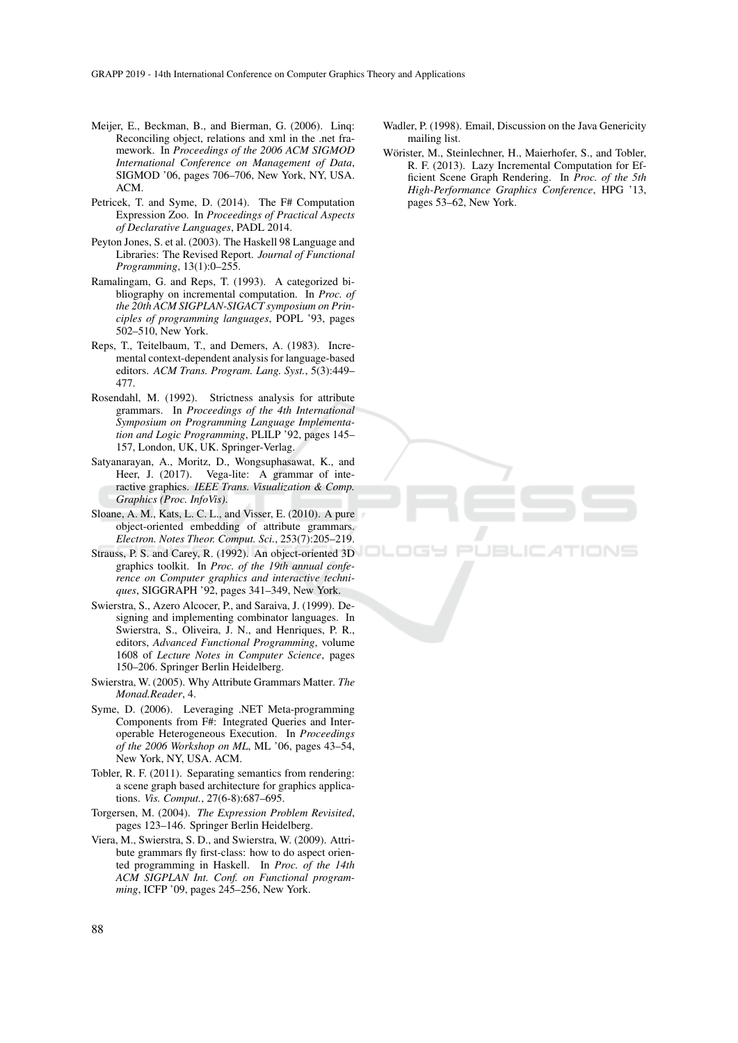Meijer, E., Beckman, B., and Bierman, G. (2006). Linq: Reconciling object, relations and xml in the .net framework. In *Proceedings of the 2006 ACM SIGMOD International Conference on Management of Data*, SIGMOD '06, pages 706–706, New York, NY, USA. ACM.

Petricek, T. and Syme, D. (2014). The F# Computation Expression Zoo. In *Proceedings of Practical Aspects of Declarative Languages*, PADL 2014.

Peyton Jones, S. et al. (2003). The Haskell 98 Language and Libraries: The Revised Report. *Journal of Functional Programming*, 13(1):0–255.

Ramalingam, G. and Reps, T. (1993). A categorized bibliography on incremental computation. In *Proc. of the 20th ACM SIGPLAN-SIGACT symposium on Principles of programming languages*, POPL '93, pages 502–510, New York.

Reps, T., Teitelbaum, T., and Demers, A. (1983). Incremental context-dependent analysis for language-based editors. *ACM Trans. Program. Lang. Syst.*, 5(3):449–477.

Rosendahl, M. (1992). Strictness analysis for attribute grammars. In *Proceedings of the 4th International Symposium on Programming Language Implementation and Logic Programming*, PLILP '92, pages 145–157, London, UK, UK. Springer-Verlag.

Satyanarayan, A., Moritz, D., Wongsuphasawat, K., and Heer, J. (2017). Vega-lite: A grammar of interactive graphics. *IEEE Trans. Visualization & Comp. Graphics (Proc. InfoVis)*.

Sloane, A. M., Kats, L. C. L., and Visser, E. (2010). A pure object-oriented embedding of attribute grammars. *Electron. Notes Theor. Comput. Sci.*, 253(7):205–219.

Strauss, P. S. and Carey, R. (1992). An object-oriented 3D graphics toolkit. In *Proc. of the 19th annual conference on Computer graphics and interactive techniques*, SIGGRAPH '92, pages 341–349, New York.

Swierstra, S., Azero Alcocer, P., and Saraiva, J. (1999). Designing and implementing combinator languages. In Swierstra, S., Oliveira, J. N., and Henriques, P. R., editors, *Advanced Functional Programming*, volume 1608 of *Lecture Notes in Computer Science*, pages 150–206. Springer Berlin Heidelberg.

Swierstra, W. (2005). Why Attribute Grammars Matter. *The Monad.Reader*, 4.

Syme, D. (2006). Leveraging .NET Meta-programming Components from F#: Integrated Queries and Interoperable Heterogeneous Execution. In *Proceedings of the 2006 Workshop on ML*, ML '06, pages 43–54, New York, NY, USA. ACM.

Tobler, R. F. (2011). Separating semantics from rendering: a scene graph based architecture for graphics applications. *Vis. Comput.*, 27(6-8):687–695.

Torgersen, M. (2004). *The Expression Problem Revisited*, pages 123–146. Springer Berlin Heidelberg.

Viera, M., Swierstra, S. D., and Swierstra, W. (2009). Attribute grammars fly first-class: how to do aspect oriented programming in Haskell. In *Proc. of the 14th ACM SIGPLAN Int. Conf. on Functional programming*, ICFP '09, pages 245–256, New York.

Wadler, P. (1998). Email, Discussion on the Java Genericity mailing list.

Wörister, M., Steinlechner, H., Maierhofer, S., and Tobler, R. F. (2013). Lazy Incremental Computation for Efficient Scene Graph Rendering. In *Proc. of the 5th High-Performance Graphics Conference*, HPG '13, pages 53–62, New York.